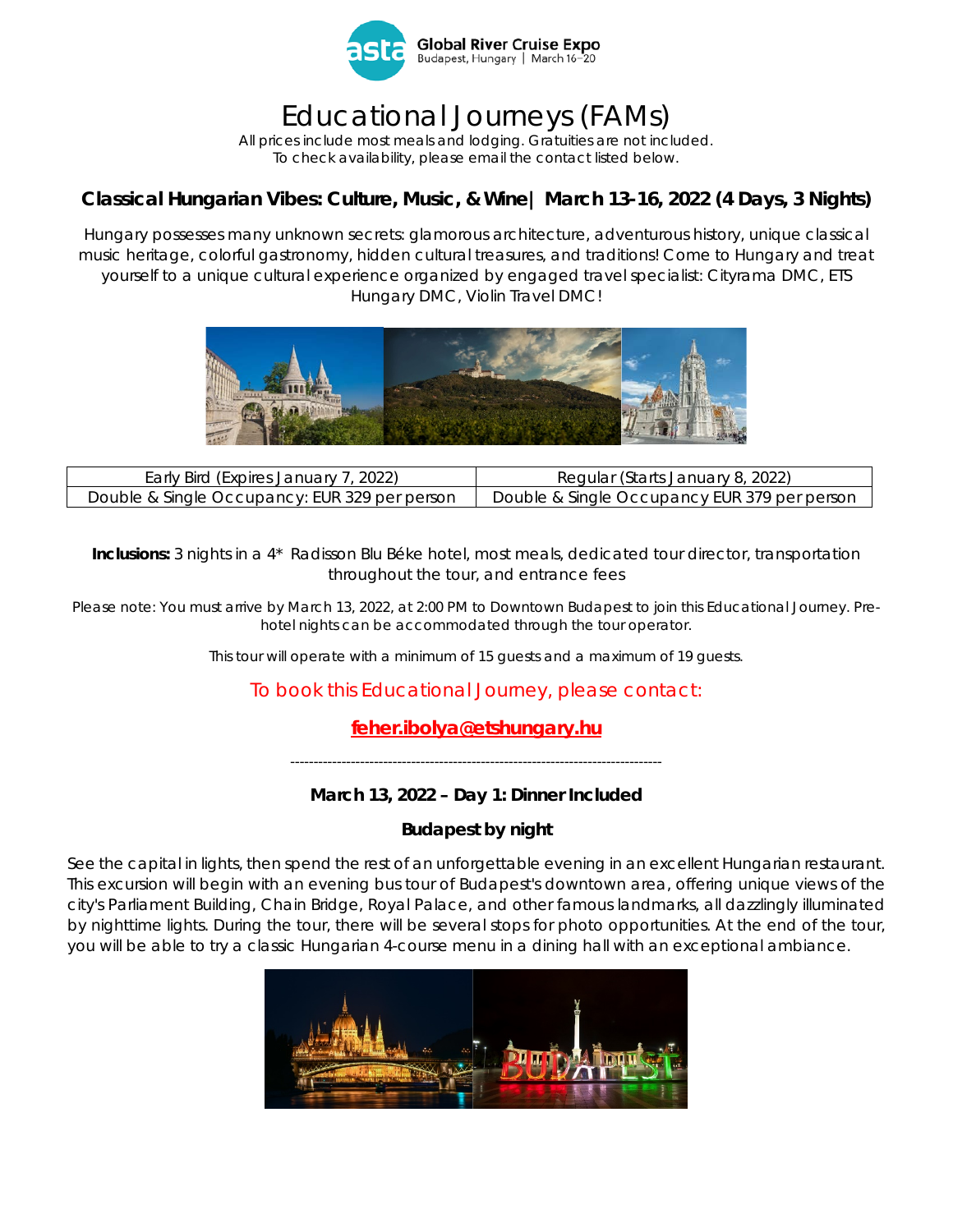Global River Cruise Expo
Budapest, Hungary | March 16–20

# Educational Journeys (FAMs)

All prices include most meals and lodging. Gratuities are not included.
To check availability, please email the contact listed below.

## Classical Hungarian Vibes: Culture, Music, & Wine | March 13-16, 2022 (4 Days, 3 Nights)

Hungary possesses many unknown secrets: glamorous architecture, adventurous history, unique classical music heritage, colorful gastronomy, hidden cultural treasures, and traditions! Come to Hungary and treat yourself to a unique cultural experience organized by engaged travel specialist: Cityrama DMC, ETS Hungary DMC, Violin Travel DMC!

| Early Bird (Expires January 7, 2022) | Regular (Starts January 8, 2022) |
|---|---|
| Double & Single Occupancy: EUR 329 per person | Double & Single Occupancy EUR 379 per person |

**Inclusions:** 3 nights in a 4* Radisson Blu Béke hotel, most meals, dedicated tour director, transportation throughout the tour, and entrance fees

Please note: You must arrive by March 13, 2022, at 2:00 PM to Downtown Budapest to join this Educational Journey. Pre-hotel nights can be accommodated through the tour operator.

This tour will operate with a minimum of 15 guests and a maximum of 19 guests.

To book this Educational Journey, please contact:

**feher.ibolya@etshungary.hu**

---

### March 13, 2022 – Day 1: Dinner Included

**Budapest by night**

See the capital in lights, then spend the rest of an unforgettable evening in an excellent Hungarian restaurant. This excursion will begin with an evening bus tour of Budapest's downtown area, offering unique views of the city's Parliament Building, Chain Bridge, Royal Palace, and other famous landmarks, all dazzlingly illuminated by nighttime lights. During the tour, there will be several stops for photo opportunities. At the end of the tour, you will be able to try a classic Hungarian 4-course menu in a dining hall with an exceptional ambiance.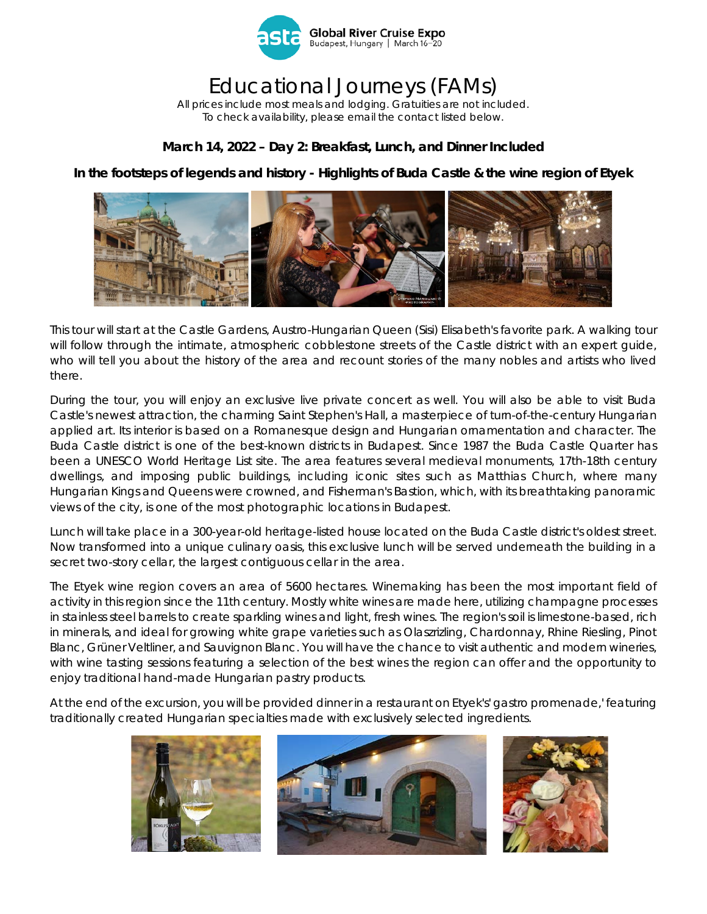# Educational Journeys (FAMs)

All prices include most meals and lodging. Gratuities are not included.
To check availability, please email the contact listed below.

### March 14, 2022 – Day 2: Breakfast, Lunch, and Dinner Included

### In the footsteps of legends and history - Highlights of Buda Castle & the wine region of Etyek

This tour will start at the Castle Gardens, Austro-Hungarian Queen (Sisi) Elisabeth's favorite park. A walking tour will follow through the intimate, atmospheric cobblestone streets of the Castle district with an expert guide, who will tell you about the history of the area and recount stories of the many nobles and artists who lived there.

During the tour, you will enjoy an exclusive live private concert as well. You will also be able to visit Buda Castle's newest attraction, the charming Saint Stephen's Hall, a masterpiece of turn-of-the-century Hungarian applied art. Its interior is based on a Romanesque design and Hungarian ornamentation and character. The Buda Castle district is one of the best-known districts in Budapest. Since 1987 the Buda Castle Quarter has been a UNESCO World Heritage List site. The area features several medieval monuments, 17th-18th century dwellings, and imposing public buildings, including iconic sites such as Matthias Church, where many Hungarian Kings and Queens were crowned, and Fisherman's Bastion, which, with its breathtaking panoramic views of the city, is one of the most photographic locations in Budapest.

Lunch will take place in a 300-year-old heritage-listed house located on the Buda Castle district's oldest street. Now transformed into a unique culinary oasis, this exclusive lunch will be served underneath the building in a secret two-story cellar, the largest contiguous cellar in the area.

The Etyek wine region covers an area of 5600 hectares. Winemaking has been the most important field of activity in this region since the 11th century. Mostly white wines are made here, utilizing champagne processes in stainless steel barrels to create sparkling wines and light, fresh wines. The region's soil is limestone-based, rich in minerals, and ideal for growing white grape varieties such as Olaszrizling, Chardonnay, Rhine Riesling, Pinot Blanc, Grüner Veltliner, and Sauvignon Blanc. You will have the chance to visit authentic and modern wineries, with wine tasting sessions featuring a selection of the best wines the region can offer and the opportunity to enjoy traditional hand-made Hungarian pastry products.

At the end of the excursion, you will be provided dinner in a restaurant on Etyek's' gastro promenade,' featuring traditionally created Hungarian specialties made with exclusively selected ingredients.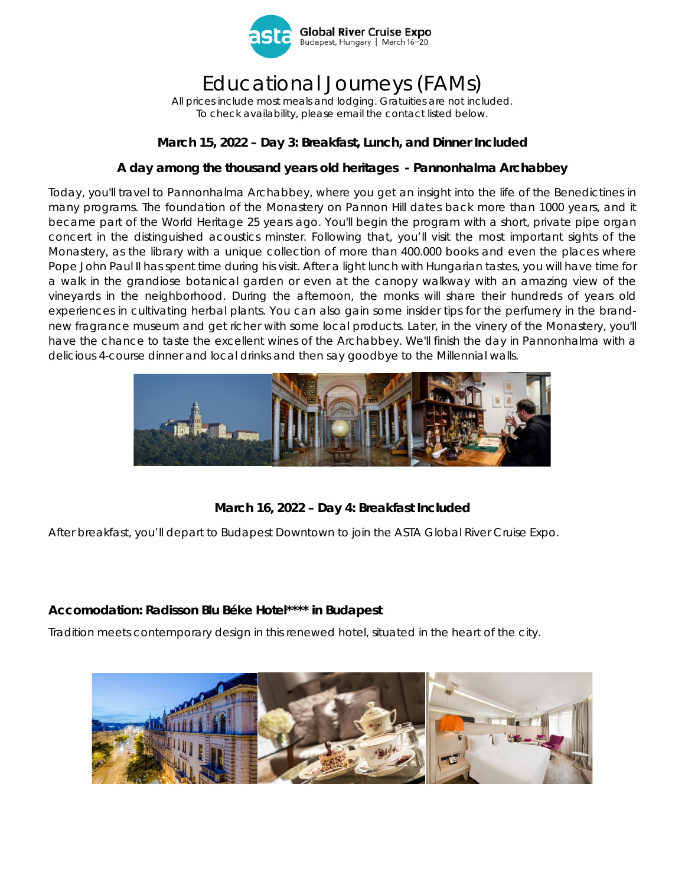# Educational Journeys (FAMs)

All prices include most meals and lodging. Gratuities are not included.
To check availability, please email the contact listed below.

**March 15, 2022 – Day 3: Breakfast, Lunch, and Dinner Included**

**A day among the thousand years old heritages - Pannonhalma Archabbey**

Today, you'll travel to Pannonhalma Archabbey, where you get an insight into the life of the Benedictines in many programs. The foundation of the Monastery on Pannon Hill dates back more than 1000 years, and it became part of the World Heritage 25 years ago. You'll begin the program with a short, private pipe organ concert in the distinguished acoustics minster. Following that, you'll visit the most important sights of the Monastery, as the library with a unique collection of more than 400.000 books and even the places where Pope John Paul II has spent time during his visit. After a light lunch with Hungarian tastes, you will have time for a walk in the grandiose botanical garden or even at the canopy walkway with an amazing view of the vineyards in the neighborhood. During the afternoon, the monks will share their hundreds of years old experiences in cultivating herbal plants. You can also gain some insider tips for the perfumery in the brand-new fragrance museum and get richer with some local products. Later, in the vinery of the Monastery, you'll have the chance to taste the excellent wines of the Archabbey. We'll finish the day in Pannonhalma with a delicious 4-course dinner and local drinks and then say goodbye to the Millennial walls.

**March 16, 2022 – Day 4: Breakfast Included**

After breakfast, you'll depart to Budapest Downtown to join the ASTA Global River Cruise Expo.

**Accomodation: Radisson Blu Béke Hotel\*\*\*\* in Budapest**

Tradition meets contemporary design in this renewed hotel, situated in the heart of the city.